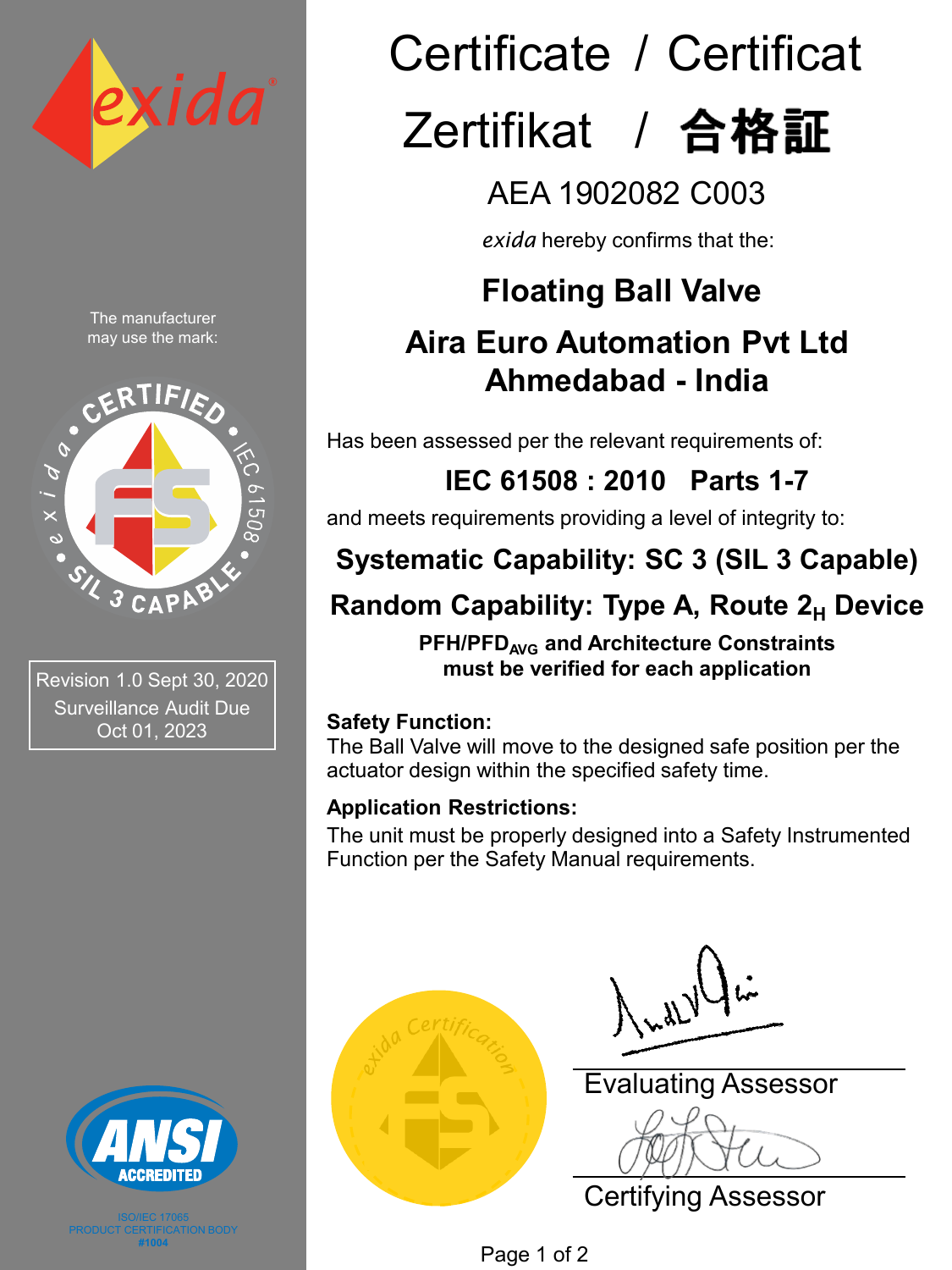# Certificate / Certificat

# Zertifikat / 合格証

## AEA 1902082 C003

*exida* hereby confirms that the:

## Floating Ball Valve

## Aira Euro Automation Pvt Ltd
## Ahmedabad - India

Has been assessed per the relevant requirements of:

**IEC 61508 : 2010 Parts 1-7**

and meets requirements providing a level of integrity to:

**Systematic Capability: SC 3 (SIL 3 Capable)**

**Random Capability: Type A, Route $2_H$ Device**

**$PFH/PFD_{AVG}$ and Architecture Constraints must be verified for each application**

**Safety Function:**
The Ball Valve will move to the designed safe position per the actuator design within the specified safety time.

**Application Restrictions:**
The unit must be properly designed into a Safety Instrumented Function per the Safety Manual requirements.

The manufacturer may use the mark:

CERTIFIED • IEC 61508 • SIL 3 CAPABLE • exida

Revision 1.0 Sept 30, 2020
Surveillance Audit Due Oct 01, 2023

Evaluating Assessor

Certifying Assessor

exida Certification

ANSI ACCREDITED
ISO/IEC 17065
PRODUCT CERTIFICATION BODY
#1004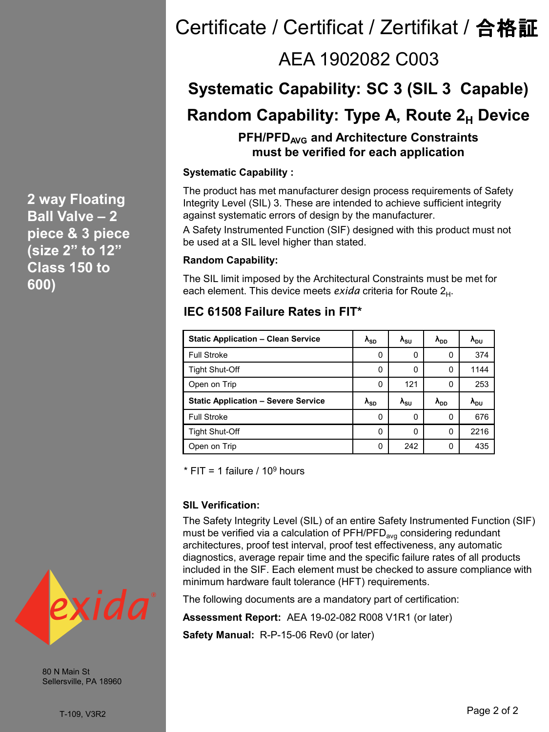# Certificate / Certificat / Zertifikat / 合格証

## AEA 1902082 C003

## Systematic Capability: SC 3 (SIL 3 Capable)

## Random Capability: Type A, Route $2_H$ Device

**PFH/$PFD_{AVG}$ and Architecture Constraints must be verified for each application**

**2 way Floating Ball Valve – 2 piece & 3 piece (size 2" to 12" Class 150 to 600)**

**Systematic Capability :**

The product has met manufacturer design process requirements of Safety Integrity Level (SIL) 3. These are intended to achieve sufficient integrity against systematic errors of design by the manufacturer.

A Safety Instrumented Function (SIF) designed with this product must not be used at a SIL level higher than stated.

**Random Capability:**

The SIL limit imposed by the Architectural Constraints must be met for each element. This device meets *exida* criteria for Route $2_H$.

### IEC 61508 Failure Rates in FIT*

| Static Application – Clean Service | $\lambda_{SD}$ | $\lambda_{SU}$ | $\lambda_{DD}$ | $\lambda_{DU}$ |
|---|---|---|---|---|
| Full Stroke | 0 | 0 | 0 | 374 |
| Tight Shut-Off | 0 | 0 | 0 | 1144 |
| Open on Trip | 0 | 121 | 0 | 253 |
| **Static Application – Severe Service** | $\lambda_{SD}$ | $\lambda_{SU}$ | $\lambda_{DD}$ | $\lambda_{DU}$ |
| Full Stroke | 0 | 0 | 0 | 676 |
| Tight Shut-Off | 0 | 0 | 0 | 2216 |
| Open on Trip | 0 | 242 | 0 | 435 |

* FIT = 1 failure / $10^9$ hours

**SIL Verification:**

The Safety Integrity Level (SIL) of an entire Safety Instrumented Function (SIF) must be verified via a calculation of PFH/$PFD_{avg}$ considering redundant architectures, proof test interval, proof test effectiveness, any automatic diagnostics, average repair time and the specific failure rates of all products included in the SIF. Each element must be checked to assure compliance with minimum hardware fault tolerance (HFT) requirements.

The following documents are a mandatory part of certification:

**Assessment Report:** AEA 19-02-082 R008 V1R1 (or later)

**Safety Manual:** R-P-15-06 Rev0 (or later)

exida

80 N Main St
Sellersville, PA 18960

T-109, V3R2